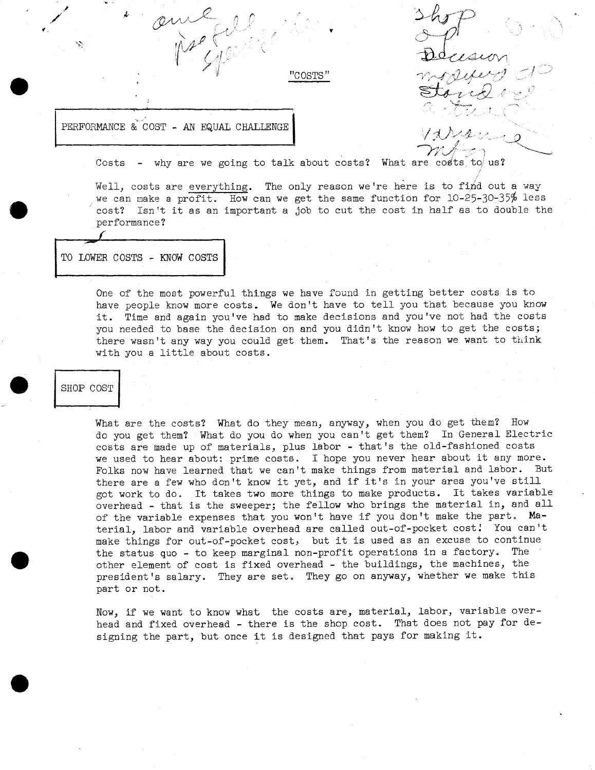"COSTS"

## PERFORMANCE & COST - AN EQUAL CHALLENGE

Costs - why are we going to talk about costs? What are costs to us?

Well, costs are everything. The only reason we're here is to find out a way we can make a profit. How can we get the same function for 10-25-30-35% less cost? Isn't it as an important a job to cut the cost in half as to double the performance?

## TO LOWER COSTS - KNOW COSTS

One of the most powerful things we have found in getting better costs is to have people know more costs. We don't have to tell you that because you know it. Time and again you've had to make decisions and you've not had the costs you needed to base the decision on and you didn't know how to get the costs; there wasn't any way you could get them. That's the reason we want to think with you a little about costs.

## SHOP COST

What are the costs? What do they mean, anyway, when you do get them? How do you get them? What do you do when you can't get them? In General Electric costs are made up of materials, plus labor - that's the old-fashioned costs we used to hear about: prime costs. I hope you never hear about it any more. Folks now have learned that we can't make things from material and labor. But there are a few who don't know it yet, and if it's in your area you've still got work to do. It takes two more things to make products. It takes variable overhead - that is the sweeper; the fellow who brings the material in, and all of the variable expenses that you won't have if you don't make the part. Material, labor and variable overhead are called out-of-pocket cost! You can't make things for out-of-pocket cost, but it is used as an excuse to continue the status quo - to keep marginal non-profit operations in a factory. The other element of cost is fixed overhead - the buildings, the machines, the president's salary. They are set. They go on anyway, whether we make this part or not.

Now, if we want to know what the costs are, material, labor, variable overhead and fixed overhead - there is the shop cost. That does not pay for designing the part, but once it is designed that pays for making it.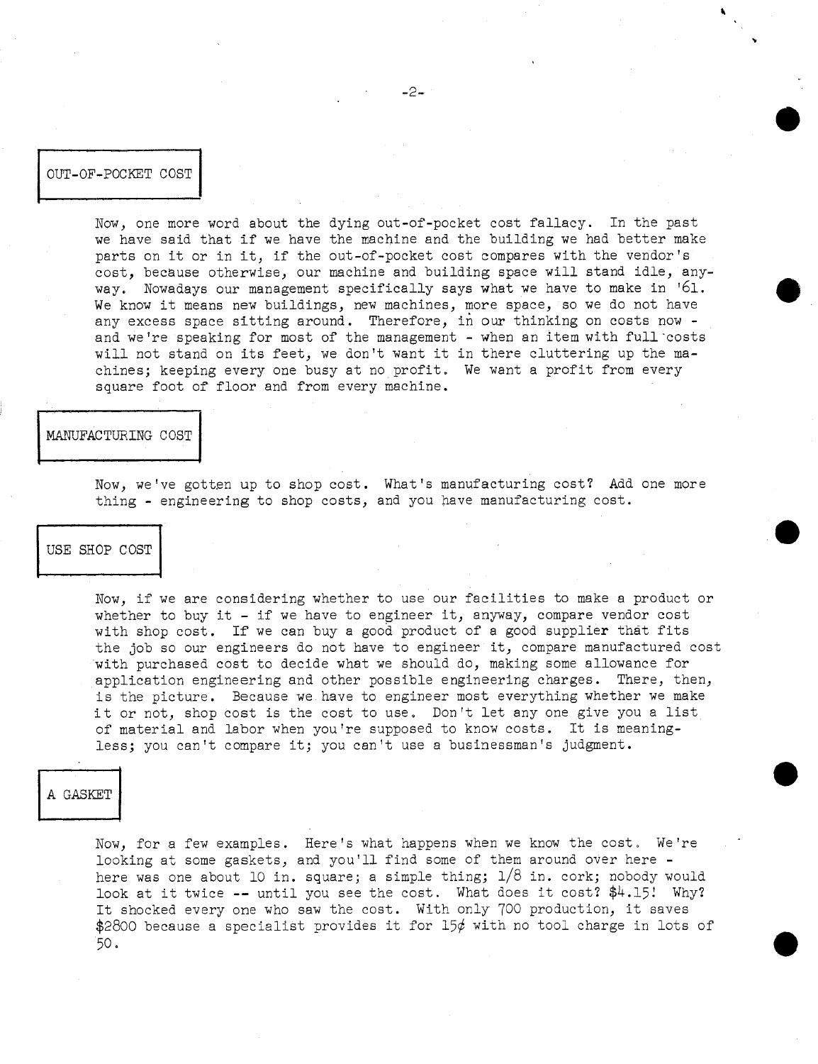## OUT-OF-POCKET COST

Now, one more word about the dying out-of-pocket cost fallacy. In the past we have said that if we have the machine and the building we had better make parts on it or in it, if the out-of-pocket cost compares with the vendor's cost, because otherwise, our machine and building space will stand idle, anyway. Nowadays our management specifically says what we have to make in '61. We know it means new buildings, new machines, more space, so we do not have any excess space sitting around. Therefore, in our thinking on costs now - and we're speaking for most of the management - when an item with full costs will not stand on its feet, we don't want it in there cluttering up the machines; keeping every one busy at no profit. We want a profit from every square foot of floor and from every machine.

## MANUFACTURING COST

Now, we've gotten up to shop cost. What's manufacturing cost? Add one more thing - engineering to shop costs, and you have manufacturing cost.

## USE SHOP COST

Now, if we are considering whether to use our facilities to make a product or whether to buy it - if we have to engineer it, anyway, compare vendor cost with shop cost. If we can buy a good product of a good supplier that fits the job so our engineers do not have to engineer it, compare manufactured cost with purchased cost to decide what we should do, making some allowance for application engineering and other possible engineering charges. There, then, is the picture. Because we have to engineer most everything whether we make it or not, shop cost is the cost to use. Don't let any one give you a list of material and labor when you're supposed to know costs. It is meaningless; you can't compare it; you can't use a businessman's judgment.

## A GASKET

Now, for a few examples. Here's what happens when we know the cost. We're looking at some gaskets, and you'll find some of them around over here - here was one about 10 in. square; a simple thing; 1/8 in. cork; nobody would look at it twice -- until you see the cost. What does it cost? $4.15! Why? It shocked every one who saw the cost. With only 700 production, it saves $2800 because a specialist provides it for 15¢ with no tool charge in lots of 50.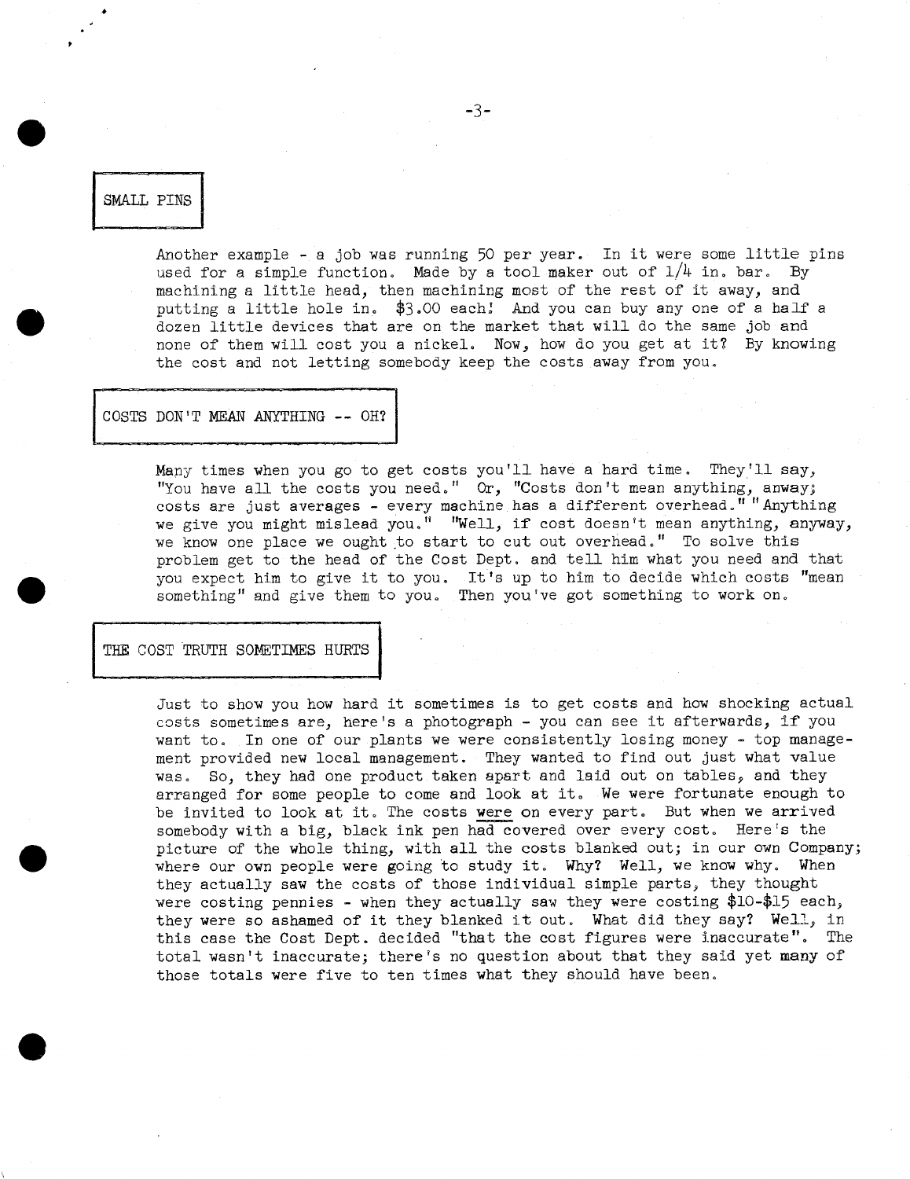## SMALL PINS

Another example - a job was running 50 per year. In it were some little pins used for a simple function. Made by a tool maker out of 1/4 in. bar. By machining a little head, then machining most of the rest of it away, and putting a little hole in. $3.00 each! And you can buy any one of a half a dozen little devices that are on the market that will do the same job and none of them will cost you a nickel. Now, how do you get at it? By knowing the cost and not letting somebody keep the costs away from you.

## COSTS DON'T MEAN ANYTHING -- OH?

Many times when you go to get costs you'll have a hard time. They'll say, "You have all the costs you need." Or, "Costs don't mean anything, anway; costs are just averages - every machine has a different overhead." "Anything we give you might mislead you." "Well, if cost doesn't mean anything, anyway, we know one place we ought to start to cut out overhead." To solve this problem get to the head of the Cost Dept. and tell him what you need and that you expect him to give it to you. It's up to him to decide which costs "mean something" and give them to you. Then you've got something to work on.

## THE COST TRUTH SOMETIMES HURTS

Just to show you how hard it sometimes is to get costs and how shocking actual costs sometimes are, here's a photograph - you can see it afterwards, if you want to. In one of our plants we were consistently losing money - top management provided new local management. They wanted to find out just what value was. So, they had one product taken apart and laid out on tables, and they arranged for some people to come and look at it. We were fortunate enough to be invited to look at it. The costs <u>were</u> on every part. But when we arrived somebody with a big, black ink pen had covered over every cost. Here's the picture of the whole thing, with all the costs blanked out; in our own Company; where our own people were going to study it. Why? Well, we know why. When they actually saw the costs of those individual simple parts, they thought were costing pennies - when they actually saw they were costing $10-$15 each, they were so ashamed of it they blanked it out. What did they say? Well, in this case the Cost Dept. decided "that the cost figures were inaccurate". The total wasn't inaccurate; there's no question about that they said yet many of those totals were five to ten times what they should have been.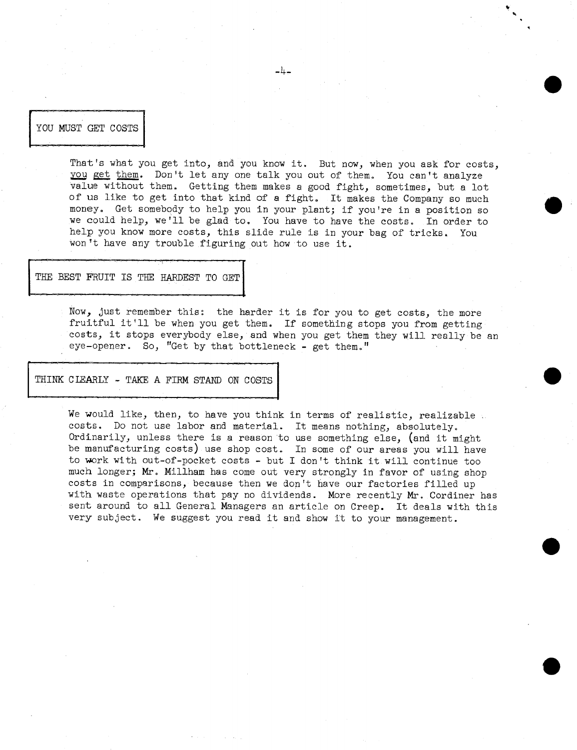## YOU MUST GET COSTS

That's what you get into, and you know it. But now, when you ask for costs, you get them. Don't let any one talk you out of them. You can't analyze value without them. Getting them makes a good fight, sometimes, but a lot of us like to get into that kind of a fight. It makes the Company so much money. Get somebody to help you in your plant; if you're in a position so we could help, we'll be glad to. You have to have the costs. In order to help you know more costs, this slide rule is in your bag of tricks. You won't have any trouble figuring out how to use it.

## THE BEST FRUIT IS THE HARDEST TO GET

Now, just remember this: the harder it is for you to get costs, the more fruitful it'll be when you get them. If something stops you from getting costs, it stops everybody else, and when you get them they will really be an eye-opener. So, "Get by that bottleneck - get them."

## THINK CLEARLY - TAKE A FIRM STAND ON COSTS

We would like, then, to have you think in terms of realistic, realizable costs. Do not use labor and material. It means nothing, absolutely. Ordinarily, unless there is a reason to use something else, (and it might be manufacturing costs) use shop cost. In some of our areas you will have to work with out-of-pocket costs - but I don't think it will continue too much longer; Mr. Millham has come out very strongly in favor of using shop costs in comparisons, because then we don't have our factories filled up with waste operations that pay no dividends. More recently Mr. Cordiner has sent around to all General Managers an article on Creep. It deals with this very subject. We suggest you read it and show it to your management.